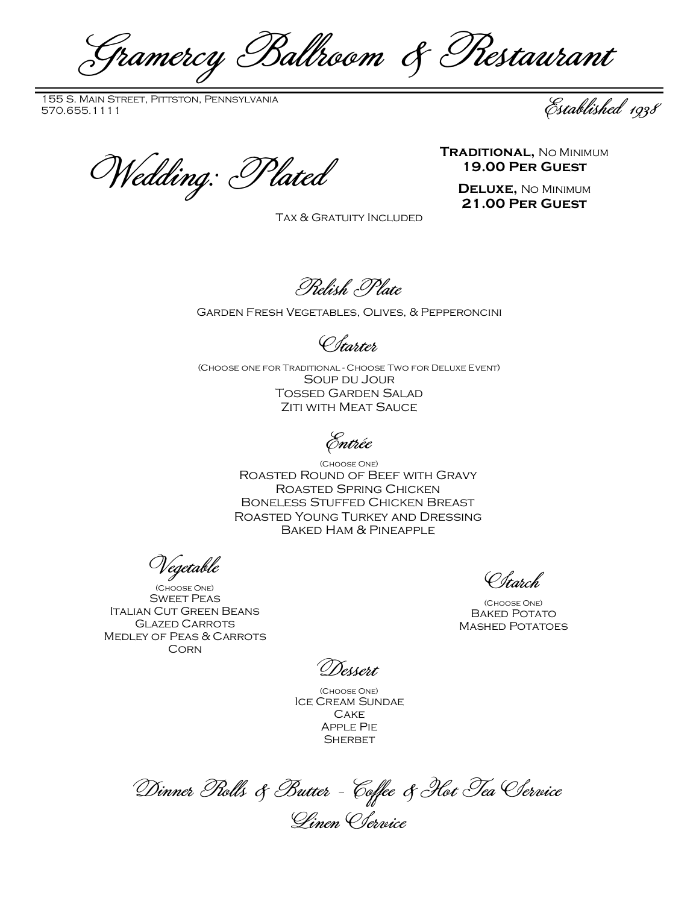# Gramercy Ballroom & Restaurant

155 S. Main Street, Pittston, Pennsylvania
570.655.1111

*Established 1938*

## Wedding: Plated

**Traditional,** No Minimum
**19.00 Per Guest**

**Deluxe,** No Minimum
**21.00 Per Guest**

Tax & Gratuity Included

### Relish Plate

Garden Fresh Vegetables, Olives, & Pepperoncini

### Starter

(Choose one for Traditional - Choose Two for Deluxe Event)

Soup du Jour
Tossed Garden Salad
Ziti with Meat Sauce

### Entrée

(Choose One)

Roasted Round of Beef with Gravy
Roasted Spring Chicken
Boneless Stuffed Chicken Breast
Roasted Young Turkey and Dressing
Baked Ham & Pineapple

### Vegetable

(Choose One)

Sweet Peas
Italian Cut Green Beans
Glazed Carrots
Medley of Peas & Carrots
Corn

### Starch

(Choose One)

Baked Potato
Mashed Potatoes

### Dessert

(Choose One)

Ice Cream Sundae
Cake
Apple Pie
Sherbet

### Dinner Rolls & Butter - Coffee & Hot Tea Service

### Linen Service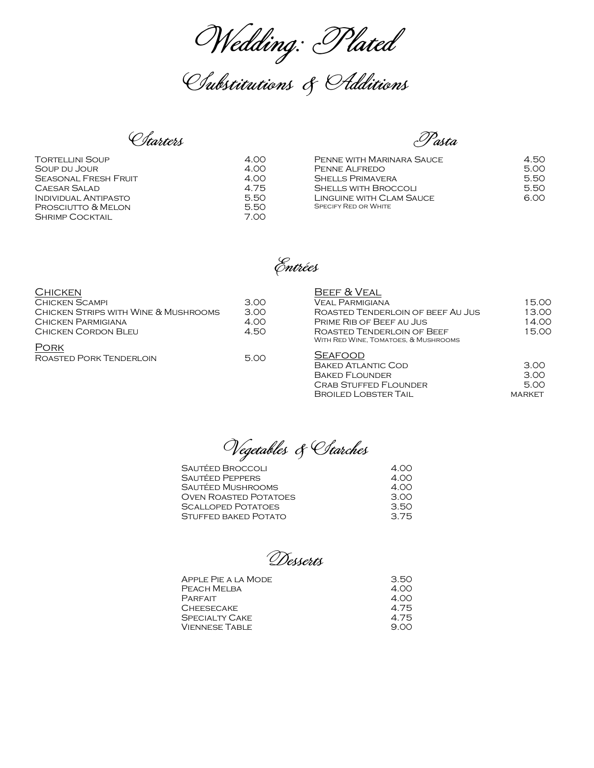# Wedding: Plated

## Substitutions & Additions

### Starters

| | |
|---|---|
| Tortellini Soup | 4.00 |
| Soup du Jour | 4.00 |
| Seasonal Fresh Fruit | 4.00 |
| Caesar Salad | 4.75 |
| Individual Antipasto | 5.50 |
| Prosciutto & Melon | 5.50 |
| Shrimp Cocktail | 7.00 |

### Pasta

| | |
|---|---|
| Penne with Marinara Sauce | 4.50 |
| Penne Alfredo | 5.00 |
| Shells Primavera | 5.50 |
| Shells with Broccoli | 5.50 |
| Linguine with Clam Sauce<br>Specify Red or White | 6.00 |

### Entrées

#### Chicken

| | |
|---|---|
| Chicken Scampi | 3.00 |
| Chicken Strips with Wine & Mushrooms | 3.00 |
| Chicken Parmigiana | 4.00 |
| Chicken Cordon Bleu | 4.50 |

#### Pork

| | |
|---|---|
| Roasted Pork Tenderloin | 5.00 |

#### Beef & Veal

| | |
|---|---|
| Veal Parmigiana | 15.00 |
| Roasted Tenderloin of Beef Au Jus | 13.00 |
| Prime Rib of Beef au Jus | 14.00 |
| Roasted Tenderloin of Beef<br>With Red Wine, Tomatoes, & Mushrooms | 15.00 |

#### Seafood

| | |
|---|---|
| Baked Atlantic Cod | 3.00 |
| Baked Flounder | 3.00 |
| Crab Stuffed Flounder | 5.00 |
| Broiled Lobster Tail | Market |

### Vegetables & Starches

| | |
|---|---|
| Sautéed Broccoli | 4.00 |
| Sautéed Peppers | 4.00 |
| Sautéed Mushrooms | 4.00 |
| Oven Roasted Potatoes | 3.00 |
| Scalloped Potatoes | 3.50 |
| Stuffed baked Potato | 3.75 |

### Desserts

| | |
|---|---|
| Apple Pie a la Mode | 3.50 |
| Peach Melba | 4.00 |
| Parfait | 4.00 |
| Cheesecake | 4.75 |
| Specialty Cake | 4.75 |
| Viennese Table | 9.00 |